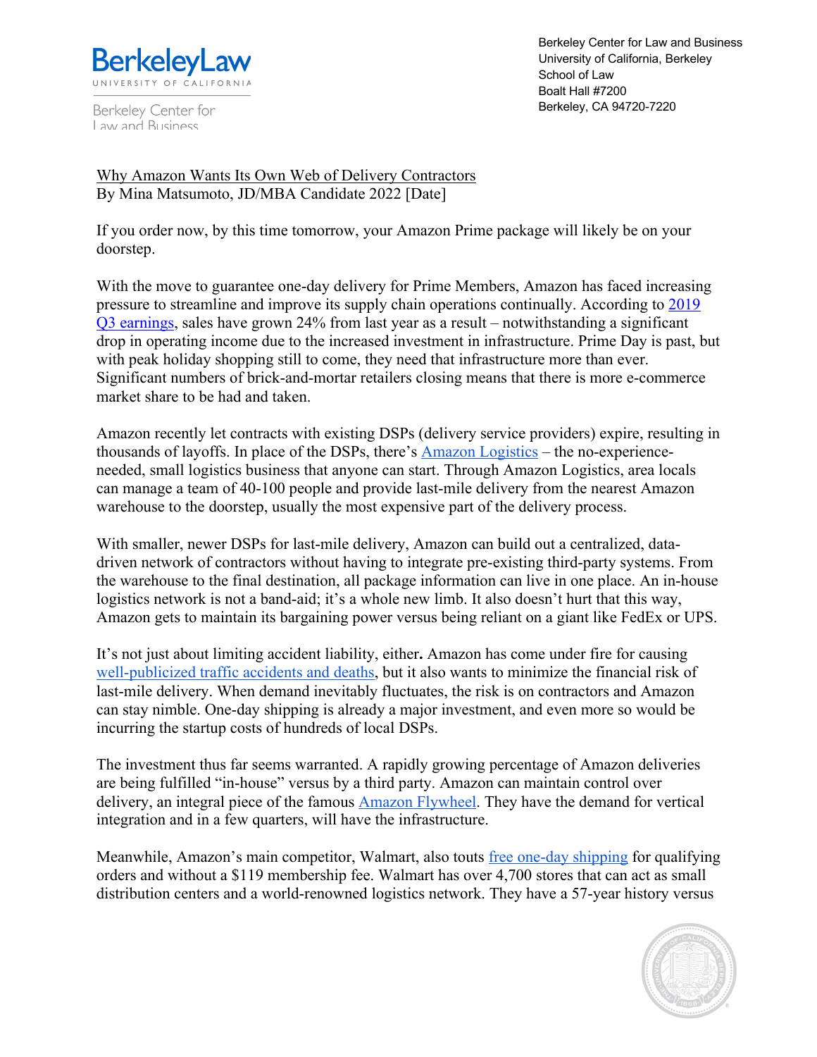Berkeley Law
UNIVERSITY OF CALIFORNIA

Berkeley Center for Law and Business

Berkeley Center for Law and Business
University of California, Berkeley
School of Law
Boalt Hall #7200
Berkeley, CA 94720-7220

Why Amazon Wants Its Own Web of Delivery Contractors
By Mina Matsumoto, JD/MBA Candidate 2022 [Date]

If you order now, by this time tomorrow, your Amazon Prime package will likely be on your doorstep.

With the move to guarantee one-day delivery for Prime Members, Amazon has faced increasing pressure to streamline and improve its supply chain operations continually. According to 2019 Q3 earnings, sales have grown 24% from last year as a result – notwithstanding a significant drop in operating income due to the increased investment in infrastructure. Prime Day is past, but with peak holiday shopping still to come, they need that infrastructure more than ever. Significant numbers of brick-and-mortar retailers closing means that there is more e-commerce market share to be had and taken.

Amazon recently let contracts with existing DSPs (delivery service providers) expire, resulting in thousands of layoffs. In place of the DSPs, there's Amazon Logistics – the no-experience-needed, small logistics business that anyone can start. Through Amazon Logistics, area locals can manage a team of 40-100 people and provide last-mile delivery from the nearest Amazon warehouse to the doorstep, usually the most expensive part of the delivery process.

With smaller, newer DSPs for last-mile delivery, Amazon can build out a centralized, data-driven network of contractors without having to integrate pre-existing third-party systems. From the warehouse to the final destination, all package information can live in one place. An in-house logistics network is not a band-aid; it's a whole new limb. It also doesn't hurt that this way, Amazon gets to maintain its bargaining power versus being reliant on a giant like FedEx or UPS.

It's not just about limiting accident liability, either**.** Amazon has come under fire for causing well-publicized traffic accidents and deaths, but it also wants to minimize the financial risk of last-mile delivery. When demand inevitably fluctuates, the risk is on contractors and Amazon can stay nimble. One-day shipping is already a major investment, and even more so would be incurring the startup costs of hundreds of local DSPs.

The investment thus far seems warranted. A rapidly growing percentage of Amazon deliveries are being fulfilled "in-house" versus by a third party. Amazon can maintain control over delivery, an integral piece of the famous Amazon Flywheel. They have the demand for vertical integration and in a few quarters, will have the infrastructure.

Meanwhile, Amazon's main competitor, Walmart, also touts free one-day shipping for qualifying orders and without a $119 membership fee. Walmart has over 4,700 stores that can act as small distribution centers and a world-renowned logistics network. They have a 57-year history versus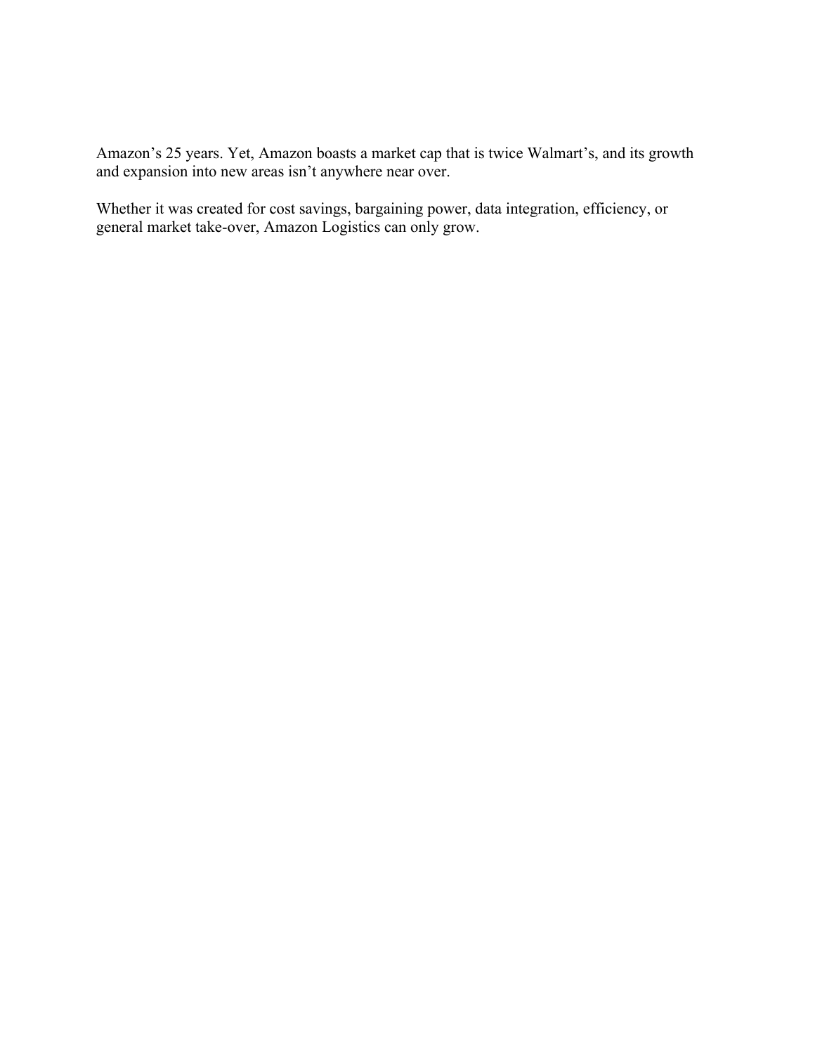Amazon's 25 years. Yet, Amazon boasts a market cap that is twice Walmart's, and its growth and expansion into new areas isn't anywhere near over.

Whether it was created for cost savings, bargaining power, data integration, efficiency, or general market take-over, Amazon Logistics can only grow.